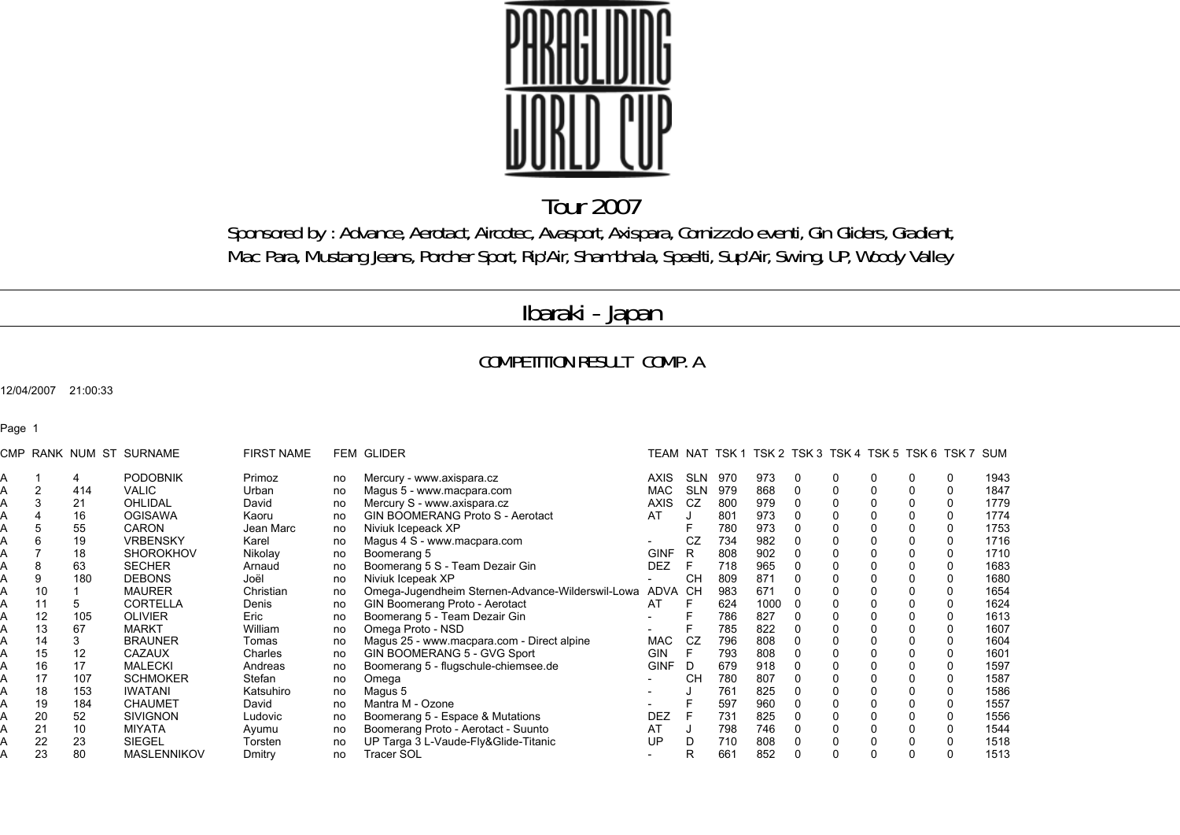# PARAGLIDING WORLD CUP

## Tour 2007

Sponsored by : Advance, Aerotact, Aircotec, Avasport, Axispara, Cornizzolo eventi, Gin Gliders, Gradient, Mac Para, Mustang Jeans, Porcher Sport, Rip'Air, Shambhala, Spaelti, Sup'Air, Swing, UP, Woody Valley

## Ibaraki - Japan

### COMPETITION RESULT COMP. A

12/04/2007 21:00:33

Page 1

| CMP | RANK | NUM | ST | SURNAME | FIRST NAME | FEM | GLIDER | TEAM | NAT | TSK 1 | TSK 2 | TSK 3 | TSK 4 | TSK 5 | TSK 6 | TSK 7 | SUM |
|---|---|---|---|---|---|---|---|---|---|---|---|---|---|---|---|---|---|
| A | 1 | 4 | | PODOBNIK | Primoz | no | Mercury - www.axispara.cz | AXIS | SLN | 970 | 973 | 0 | 0 | 0 | 0 | 0 | 1943 |
| A | 2 | 414 | | VALIC | Urban | no | Magus 5 - www.macpara.com | MAC | SLN | 979 | 868 | 0 | 0 | 0 | 0 | 0 | 1847 |
| A | 3 | 21 | | OHLIDAL | David | no | Mercury S - www.axispara.cz | AXIS | CZ | 800 | 979 | 0 | 0 | 0 | 0 | 0 | 1779 |
| A | 4 | 16 | | OGISAWA | Kaoru | no | GIN BOOMERANG Proto S - Aerotact | AT | J | 801 | 973 | 0 | 0 | 0 | 0 | 0 | 1774 |
| A | 5 | 55 | | CARON | Jean Marc | no | Niviuk Icepeack XP | | F | 780 | 973 | 0 | 0 | 0 | 0 | 0 | 1753 |
| A | 6 | 19 | | VRBENSKY | Karel | no | Magus 4 S - www.macpara.com | - | CZ | 734 | 982 | 0 | 0 | 0 | 0 | 0 | 1716 |
| A | 7 | 18 | | SHOROKHOV | Nikolay | no | Boomerang 5 | GINF | R | 808 | 902 | 0 | 0 | 0 | 0 | 0 | 1710 |
| A | 8 | 63 | | SECHER | Arnaud | no | Boomerang 5 S - Team Dezair Gin | DEZ | F | 718 | 965 | 0 | 0 | 0 | 0 | 0 | 1683 |
| A | 9 | 180 | | DEBONS | Joël | no | Niviuk Icepeak XP | - | CH | 809 | 871 | 0 | 0 | 0 | 0 | 0 | 1680 |
| A | 10 | 1 | | MAURER | Christian | no | Omega-Jugendheim Sternen-Advance-Wilderswil-Lowa | ADVA | CH | 983 | 671 | 0 | 0 | 0 | 0 | 0 | 1654 |
| A | 11 | 5 | | CORTELLA | Denis | no | GIN Boomerang Proto - Aerotact | AT | F | 624 | 1000 | 0 | 0 | 0 | 0 | 0 | 1624 |
| A | 12 | 105 | | OLIVIER | Eric | no | Boomerang 5 - Team Dezair Gin | - | F | 786 | 827 | 0 | 0 | 0 | 0 | 0 | 1613 |
| A | 13 | 67 | | MARKT | William | no | Omega Proto - NSD | - | F | 785 | 822 | 0 | 0 | 0 | 0 | 0 | 1607 |
| A | 14 | 3 | | BRAUNER | Tomas | no | Magus 25 - www.macpara.com - Direct alpine | MAC | CZ | 796 | 808 | 0 | 0 | 0 | 0 | 0 | 1604 |
| A | 15 | 12 | | CAZAUX | Charles | no | GIN BOOMERANG 5 - GVG Sport | GIN | F | 793 | 808 | 0 | 0 | 0 | 0 | 0 | 1601 |
| A | 16 | 17 | | MALECKI | Andreas | no | Boomerang 5 - flugschule-chiemsee.de | GINF | D | 679 | 918 | 0 | 0 | 0 | 0 | 0 | 1597 |
| A | 17 | 107 | | SCHMOKER | Stefan | no | Omega | - | CH | 780 | 807 | 0 | 0 | 0 | 0 | 0 | 1587 |
| A | 18 | 153 | | IWATANI | Katsuhiro | no | Magus 5 | - | J | 761 | 825 | 0 | 0 | 0 | 0 | 0 | 1586 |
| A | 19 | 184 | | CHAUMET | David | no | Mantra M - Ozone | - | F | 597 | 960 | 0 | 0 | 0 | 0 | 0 | 1557 |
| A | 20 | 52 | | SIVIGNON | Ludovic | no | Boomerang 5 - Espace & Mutations | DEZ | F | 731 | 825 | 0 | 0 | 0 | 0 | 0 | 1556 |
| A | 21 | 10 | | MIYATA | Ayumu | no | Boomerang Proto - Aerotact - Suunto | AT | J | 798 | 746 | 0 | 0 | 0 | 0 | 0 | 1544 |
| A | 22 | 23 | | SIEGEL | Torsten | no | UP Targa 3 L-Vaude-Fly&Glide-Titanic | UP | D | 710 | 808 | 0 | 0 | 0 | 0 | 0 | 1518 |
| A | 23 | 80 | | MASLENNIKOV | Dmitry | no | Tracer SOL | - | R | 661 | 852 | 0 | 0 | 0 | 0 | 0 | 1513 |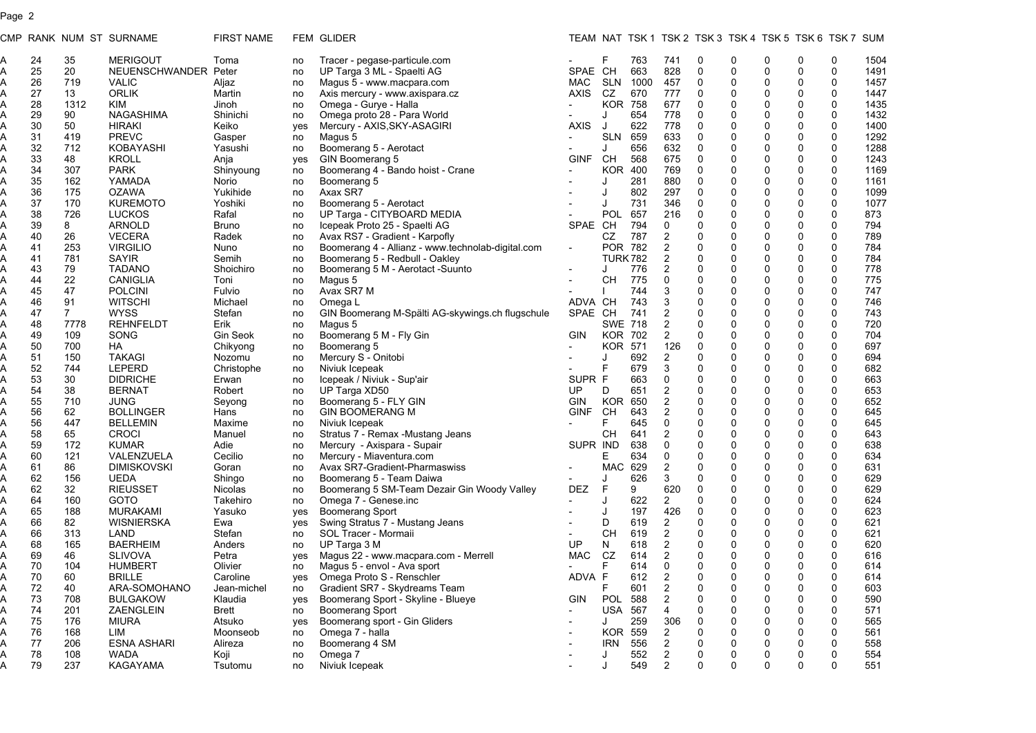| CMP | RANK | NUM | ST | SURNAME | FIRST NAME | FEM | GLIDER | TEAM | NAT | TSK 1 | TSK 2 | TSK 3 | TSK 4 | TSK 5 | TSK 6 | TSK 7 | SUM |
|---|---|---|---|---|---|---|---|---|---|---|---|---|---|---|---|---|---|
| A | 24 | 35 | | MERIGOUT | Toma | no | Tracer - pegase-particule.com | - | F | 763 | 741 | 0 | 0 | 0 | 0 | 0 | 1504 |
| A | 25 | 20 | | NEUENSCHWANDER | Peter | no | UP Targa 3 ML - Spaelti AG | SPAE | CH | 663 | 828 | 0 | 0 | 0 | 0 | 0 | 1491 |
| A | 26 | 719 | | VALIC | Aljaz | no | Magus 5 - www.macpara.com | MAC | SLN | 1000 | 457 | 0 | 0 | 0 | 0 | 0 | 1457 |
| A | 27 | 13 | | ORLIK | Martin | no | Axis mercury - www.axispara.cz | AXIS | CZ | 670 | 777 | 0 | 0 | 0 | 0 | 0 | 1447 |
| A | 28 | 1312 | | KIM | Jinoh | no | Omega - Gurye - Halla | - | KOR | 758 | 677 | 0 | 0 | 0 | 0 | 0 | 1435 |
| A | 29 | 90 | | NAGASHIMA | Shinichi | no | Omega proto 28 - Para World | - | J | 654 | 778 | 0 | 0 | 0 | 0 | 0 | 1432 |
| A | 30 | 50 | | HIRAKI | Keiko | yes | Mercury - AXIS,SKY-ASAGIRI | AXIS | J | 622 | 778 | 0 | 0 | 0 | 0 | 0 | 1400 |
| A | 31 | 419 | | PREVC | Gasper | no | Magus 5 | - | SLN | 659 | 633 | 0 | 0 | 0 | 0 | 0 | 1292 |
| A | 32 | 712 | | KOBAYASHI | Yasushi | no | Boomerang 5 - Aerotact | - | J | 656 | 632 | 0 | 0 | 0 | 0 | 0 | 1288 |
| A | 33 | 48 | | KROLL | Anja | yes | GIN Boomerang 5 | GINF | CH | 568 | 675 | 0 | 0 | 0 | 0 | 0 | 1243 |
| A | 34 | 307 | | PARK | Shinyoung | no | Boomerang 4 - Bando hoist - Crane | - | KOR | 400 | 769 | 0 | 0 | 0 | 0 | 0 | 1169 |
| A | 35 | 162 | | YAMADA | Norio | no | Boomerang 5 | - | J | 281 | 880 | 0 | 0 | 0 | 0 | 0 | 1161 |
| A | 36 | 175 | | OZAWA | Yukihide | no | Axax SR7 | - | J | 802 | 297 | 0 | 0 | 0 | 0 | 0 | 1099 |
| A | 37 | 170 | | KUREMOTO | Yoshiki | no | Boomerang 5 - Aerotact | - | J | 731 | 346 | 0 | 0 | 0 | 0 | 0 | 1077 |
| A | 38 | 726 | | LUCKOS | Rafal | no | UP Targa - CITYBOARD MEDIA | - | POL | 657 | 216 | 0 | 0 | 0 | 0 | 0 | 873 |
| A | 39 | 8 | | ARNOLD | Bruno | no | Icepeak Proto 25 - Spaelti AG | SPAE | CH | 794 | 0 | 0 | 0 | 0 | 0 | 0 | 794 |
| A | 40 | 26 | | VECERA | Radek | no | Avax RS7 - Gradient - Karpofly | | CZ | 787 | 2 | 0 | 0 | 0 | 0 | 0 | 789 |
| A | 41 | 253 | | VIRGILIO | Nuno | no | Boomerang 4 - Allianz - www.technolab-digital.com | - | POR | 782 | 2 | 0 | 0 | 0 | 0 | 0 | 784 |
| A | 41 | 781 | | SAYIR | Semih | no | Boomerang 5 - Redbull - Oakley | | TURK | 782 | 2 | 0 | 0 | 0 | 0 | 0 | 784 |
| A | 43 | 79 | | TADANO | Shoichiro | no | Boomerang 5 M - Aerotact -Suunto | - | J | 776 | 2 | 0 | 0 | 0 | 0 | 0 | 778 |
| A | 44 | 22 | | CANIGLIA | Toni | no | Magus 5 | - | CH | 775 | 0 | 0 | 0 | 0 | 0 | 0 | 775 |
| A | 45 | 47 | | POLCINI | Fulvio | no | Avax SR7 M | - | I | 744 | 3 | 0 | 0 | 0 | 0 | 0 | 747 |
| A | 46 | 91 | | WITSCHI | Michael | no | Omega L | ADVA | CH | 743 | 3 | 0 | 0 | 0 | 0 | 0 | 746 |
| A | 47 | 7 | | WYSS | Stefan | no | GIN Boomerang M-Spälti AG-skywings.ch flugschule | SPAE | CH | 741 | 2 | 0 | 0 | 0 | 0 | 0 | 743 |
| A | 48 | 7778 | | REHNFELDT | Erik | no | Magus 5 | | SWE | 718 | 2 | 0 | 0 | 0 | 0 | 0 | 720 |
| A | 49 | 109 | | SONG | Gin Seok | no | Boomerang 5 M - Fly Gin | GIN | KOR | 702 | 2 | 0 | 0 | 0 | 0 | 0 | 704 |
| A | 50 | 700 | | HA | Chikyong | no | Boomerang 5 | - | KOR | 571 | 126 | 0 | 0 | 0 | 0 | 0 | 697 |
| A | 51 | 150 | | TAKAGI | Nozomu | no | Mercury S - Onitobi | - | J | 692 | 2 | 0 | 0 | 0 | 0 | 0 | 694 |
| A | 52 | 744 | | LEPERD | Christophe | no | Niviuk Icepeak | - | F | 679 | 3 | 0 | 0 | 0 | 0 | 0 | 682 |
| A | 53 | 30 | | DIDRICHE | Erwan | no | Icepeak / Niviuk - Sup'air | SUPR | F | 663 | 0 | 0 | 0 | 0 | 0 | 0 | 663 |
| A | 54 | 38 | | BERNAT | Robert | no | UP Targa XD50 | UP | D | 651 | 2 | 0 | 0 | 0 | 0 | 0 | 653 |
| A | 55 | 710 | | JUNG | Seyong | no | Boomerang 5 - FLY GIN | GIN | KOR | 650 | 2 | 0 | 0 | 0 | 0 | 0 | 652 |
| A | 56 | 62 | | BOLLINGER | Hans | no | GIN BOOMERANG M | GINF | CH | 643 | 2 | 0 | 0 | 0 | 0 | 0 | 645 |
| A | 56 | 447 | | BELLEMIN | Maxime | no | Niviuk Icepeak | - | F | 645 | 0 | 0 | 0 | 0 | 0 | 0 | 645 |
| A | 58 | 65 | | CROCI | Manuel | no | Stratus 7 - Remax -Mustang Jeans | | CH | 641 | 2 | 0 | 0 | 0 | 0 | 0 | 643 |
| A | 59 | 172 | | KUMAR | Adie | no | Mercury - Axispara - Supair | SUPR | IND | 638 | 0 | 0 | 0 | 0 | 0 | 0 | 638 |
| A | 60 | 121 | | VALENZUELA | Cecilio | no | Mercury - Miaventura.com | | E | 634 | 0 | 0 | 0 | 0 | 0 | 0 | 634 |
| A | 61 | 86 | | DIMISKOVSKI | Goran | no | Avax SR7-Gradient-Pharmaswiss | - | MAC | 629 | 2 | 0 | 0 | 0 | 0 | 0 | 631 |
| A | 62 | 156 | | UEDA | Shingo | no | Boomerang 5 - Team Daiwa | - | J | 626 | 3 | 0 | 0 | 0 | 0 | 0 | 629 |
| A | 62 | 32 | | RIEUSSET | Nicolas | no | Boomerang 5 SM-Team Dezair Gin Woody Valley | DEZ | F | 9 | 620 | 0 | 0 | 0 | 0 | 0 | 629 |
| A | 64 | 160 | | GOTO | Takehiro | no | Omega 7 - Genese.inc | - | J | 622 | 2 | 0 | 0 | 0 | 0 | 0 | 624 |
| A | 65 | 188 | | MURAKAMI | Yasuko | yes | Boomerang Sport | - | J | 197 | 426 | 0 | 0 | 0 | 0 | 0 | 623 |
| A | 66 | 82 | | WISNIERSKA | Ewa | yes | Swing Stratus 7 - Mustang Jeans | - | D | 619 | 2 | 0 | 0 | 0 | 0 | 0 | 621 |
| A | 66 | 313 | | LAND | Stefan | no | SOL Tracer - Mormaii | - | CH | 619 | 2 | 0 | 0 | 0 | 0 | 0 | 621 |
| A | 68 | 165 | | BAERHEIM | Anders | no | UP Targa 3 M | UP | N | 618 | 2 | 0 | 0 | 0 | 0 | 0 | 620 |
| A | 69 | 46 | | SLIVOVA | Petra | yes | Magus 22 - www.macpara.com - Merrell | MAC | CZ | 614 | 2 | 0 | 0 | 0 | 0 | 0 | 616 |
| A | 70 | 104 | | HUMBERT | Olivier | no | Magus 5 - envol - Ava sport | - | F | 614 | 0 | 0 | 0 | 0 | 0 | 0 | 614 |
| A | 70 | 60 | | BRILLE | Caroline | yes | Omega Proto S - Renschler | ADVA | F | 612 | 2 | 0 | 0 | 0 | 0 | 0 | 614 |
| A | 72 | 40 | | ARA-SOMOHANO | Jean-michel | no | Gradient SR7 - Skydreams Team | | F | 601 | 2 | 0 | 0 | 0 | 0 | 0 | 603 |
| A | 73 | 708 | | BULGAKOW | Klaudia | yes | Boomerang Sport - Skyline - Blueye | GIN | POL | 588 | 2 | 0 | 0 | 0 | 0 | 0 | 590 |
| A | 74 | 201 | | ZAENGLEIN | Brett | no | Boomerang Sport | - | USA | 567 | 4 | 0 | 0 | 0 | 0 | 0 | 571 |
| A | 75 | 176 | | MIURA | Atsuko | yes | Boomerang sport - Gin Gliders | - | J | 259 | 306 | 0 | 0 | 0 | 0 | 0 | 565 |
| A | 76 | 168 | | LIM | Moonseob | no | Omega 7 - halla | - | KOR | 559 | 2 | 0 | 0 | 0 | 0 | 0 | 561 |
| A | 77 | 206 | | ESNA ASHARI | Alireza | no | Boomerang 4 SM | - | IRN | 556 | 2 | 0 | 0 | 0 | 0 | 0 | 558 |
| A | 78 | 108 | | WADA | Koji | no | Omega 7 | - | J | 552 | 2 | 0 | 0 | 0 | 0 | 0 | 554 |
| A | 79 | 237 | | KAGAYAMA | Tsutomu | no | Niviuk Icepeak | - | J | 549 | 2 | 0 | 0 | 0 | 0 | 0 | 551 |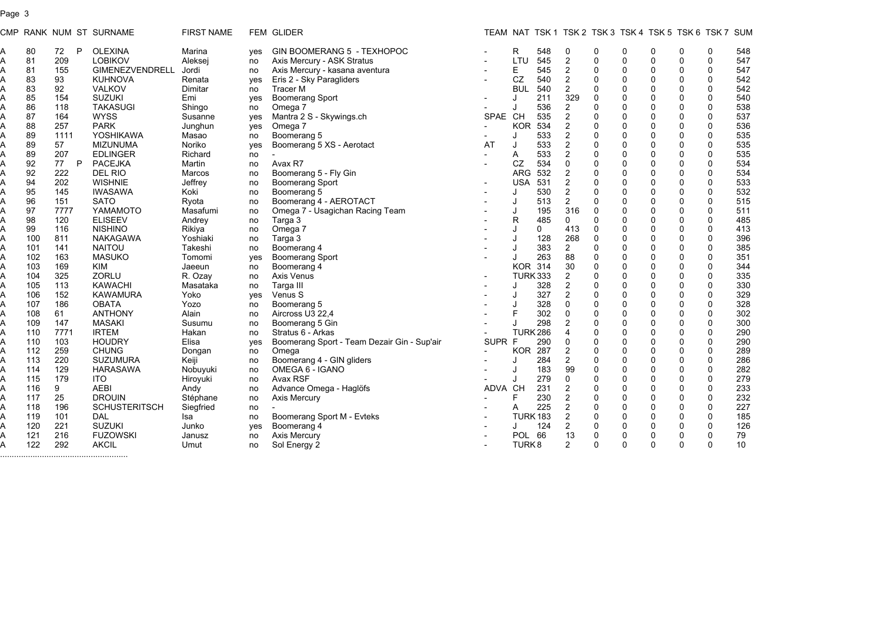| CMP | RANK | NUM | ST | SURNAME | FIRST NAME | FEM | GLIDER | TEAM | NAT | TSK 1 | TSK 2 | TSK 3 | TSK 4 | TSK 5 | TSK 6 | TSK 7 | SUM |
|---|---|---|---|---|---|---|---|---|---|---|---|---|---|---|---|---|---|
| A | 80 | 72 | P | OLEXINA | Marina | yes | GIN BOOMERANG 5 - TEXHOPOC | - | R | 548 | 0 | 0 | 0 | 0 | 0 | 0 | 548 |
| A | 81 | 209 | | LOBIKOV | Aleksej | no | Axis Mercury - ASK Stratus | - | LTU | 545 | 2 | 0 | 0 | 0 | 0 | 0 | 547 |
| A | 81 | 155 | | GIMENEZVENDRELL | Jordi | no | Axis Mercury - kasana aventura | - | E | 545 | 2 | 0 | 0 | 0 | 0 | 0 | 547 |
| A | 83 | 93 | | KUHNOVA | Renata | yes | Eris 2 - Sky Paragliders | - | CZ | 540 | 2 | 0 | 0 | 0 | 0 | 0 | 542 |
| A | 83 | 92 | | VALKOV | Dimitar | no | Tracer M | | BUL | 540 | 2 | 0 | 0 | 0 | 0 | 0 | 542 |
| A | 85 | 154 | | SUZUKI | Emi | yes | Boomerang Sport | - | J | 211 | 329 | 0 | 0 | 0 | 0 | 0 | 540 |
| A | 86 | 118 | | TAKASUGI | Shingo | no | Omega 7 | - | J | 536 | 2 | 0 | 0 | 0 | 0 | 0 | 538 |
| A | 87 | 164 | | WYSS | Susanne | yes | Mantra 2 S - Skywings.ch | SPAE | CH | 535 | 2 | 0 | 0 | 0 | 0 | 0 | 537 |
| A | 88 | 257 | | PARK | Junghun | yes | Omega 7 | - | KOR | 534 | 2 | 0 | 0 | 0 | 0 | 0 | 536 |
| A | 89 | 1111 | | YOSHIKAWA | Masao | no | Boomerang 5 | - | J | 533 | 2 | 0 | 0 | 0 | 0 | 0 | 535 |
| A | 89 | 57 | | MIZUNUMA | Noriko | yes | Boomerang 5 XS - Aerotact | AT | J | 533 | 2 | 0 | 0 | 0 | 0 | 0 | 535 |
| A | 89 | 207 | | EDLINGER | Richard | no | - | - | A | 533 | 2 | 0 | 0 | 0 | 0 | 0 | 535 |
| A | 92 | 77 | P | PACEJKA | Martin | no | Avax R7 | - | CZ | 534 | 0 | 0 | 0 | 0 | 0 | 0 | 534 |
| A | 92 | 222 | | DEL RIO | Marcos | no | Boomerang 5 - Fly Gin | | ARG | 532 | 2 | 0 | 0 | 0 | 0 | 0 | 534 |
| A | 94 | 202 | | WISHNIE | Jeffrey | no | Boomerang Sport | - | USA | 531 | 2 | 0 | 0 | 0 | 0 | 0 | 533 |
| A | 95 | 145 | | IWASAWA | Koki | no | Boomerang 5 | - | J | 530 | 2 | 0 | 0 | 0 | 0 | 0 | 532 |
| A | 96 | 151 | | SATO | Ryota | no | Boomerang 4 - AEROTACT | - | J | 513 | 2 | 0 | 0 | 0 | 0 | 0 | 515 |
| A | 97 | 7777 | | YAMAMOTO | Masafumi | no | Omega 7 - Usagichan Racing Team | - | J | 195 | 316 | 0 | 0 | 0 | 0 | 0 | 511 |
| A | 98 | 120 | | ELISEEV | Andrey | no | Targa 3 | - | R | 485 | 0 | 0 | 0 | 0 | 0 | 0 | 485 |
| A | 99 | 116 | | NISHINO | Rikiya | no | Omega 7 | - | J | 0 | 413 | 0 | 0 | 0 | 0 | 0 | 413 |
| A | 100 | 811 | | NAKAGAWA | Yoshiaki | no | Targa 3 | - | J | 128 | 268 | 0 | 0 | 0 | 0 | 0 | 396 |
| A | 101 | 141 | | NAITOU | Takeshi | no | Boomerang 4 | - | J | 383 | 2 | 0 | 0 | 0 | 0 | 0 | 385 |
| A | 102 | 163 | | MASUKO | Tomomi | yes | Boomerang Sport | - | J | 263 | 88 | 0 | 0 | 0 | 0 | 0 | 351 |
| A | 103 | 169 | | KIM | Jaeeun | no | Boomerang 4 | | KOR | 314 | 30 | 0 | 0 | 0 | 0 | 0 | 344 |
| A | 104 | 325 | | ZORLU | R. Ozay | no | Axis Venus | - | TURK | 333 | 2 | 0 | 0 | 0 | 0 | 0 | 335 |
| A | 105 | 113 | | KAWACHI | Masataka | no | Targa III | - | J | 328 | 2 | 0 | 0 | 0 | 0 | 0 | 330 |
| A | 106 | 152 | | KAWAMURA | Yoko | yes | Venus S | - | J | 327 | 2 | 0 | 0 | 0 | 0 | 0 | 329 |
| A | 107 | 186 | | OBATA | Yozo | no | Boomerang 5 | - | J | 328 | 0 | 0 | 0 | 0 | 0 | 0 | 328 |
| A | 108 | 61 | | ANTHONY | Alain | no | Aircross U3 22,4 | - | F | 302 | 0 | 0 | 0 | 0 | 0 | 0 | 302 |
| A | 109 | 147 | | MASAKI | Susumu | no | Boomerang 5 Gin | - | J | 298 | 2 | 0 | 0 | 0 | 0 | 0 | 300 |
| A | 110 | 7771 | | IRTEM | Hakan | no | Stratus 6 - Arkas | - | TURK | 286 | 4 | 0 | 0 | 0 | 0 | 0 | 290 |
| A | 110 | 103 | | HOUDRY | Elisa | yes | Boomerang Sport - Team Dezair Gin - Sup'air | SUPR | F | 290 | 0 | 0 | 0 | 0 | 0 | 0 | 290 |
| A | 112 | 259 | | CHUNG | Dongan | no | Omega | - | KOR | 287 | 2 | 0 | 0 | 0 | 0 | 0 | 289 |
| A | 113 | 220 | | SUZUMURA | Keiji | no | Boomerang 4 - GIN gliders | - | J | 284 | 2 | 0 | 0 | 0 | 0 | 0 | 286 |
| A | 114 | 129 | | HARASAWA | Nobuyuki | no | OMEGA 6 - IGANO | - | J | 183 | 99 | 0 | 0 | 0 | 0 | 0 | 282 |
| A | 115 | 179 | | ITO | Hiroyuki | no | Avax RSF | - | J | 279 | 0 | 0 | 0 | 0 | 0 | 0 | 279 |
| A | 116 | 9 | | AEBI | Andy | no | Advance Omega - Haglöfs | ADVA | CH | 231 | 2 | 0 | 0 | 0 | 0 | 0 | 233 |
| A | 117 | 25 | | DROUIN | Stéphane | no | Axis Mercury | - | F | 230 | 2 | 0 | 0 | 0 | 0 | 0 | 232 |
| A | 118 | 196 | | SCHUSTERITSCH | Siegfried | no | - | - | A | 225 | 2 | 0 | 0 | 0 | 0 | 0 | 227 |
| A | 119 | 101 | | DAL | Isa | no | Boomerang Sport M - Evteks | - | TURK | 183 | 2 | 0 | 0 | 0 | 0 | 0 | 185 |
| A | 120 | 221 | | SUZUKI | Junko | yes | Boomerang 4 | - | J | 124 | 2 | 0 | 0 | 0 | 0 | 0 | 126 |
| A | 121 | 216 | | FUZOWSKI | Janusz | no | Axis Mercury | - | POL | 66 | 13 | 0 | 0 | 0 | 0 | 0 | 79 |
| A | 122 | 292 | | AKCIL | Umut | no | Sol Energy 2 | - | TURK | 8 | 2 | 0 | 0 | 0 | 0 | 0 | 10 |